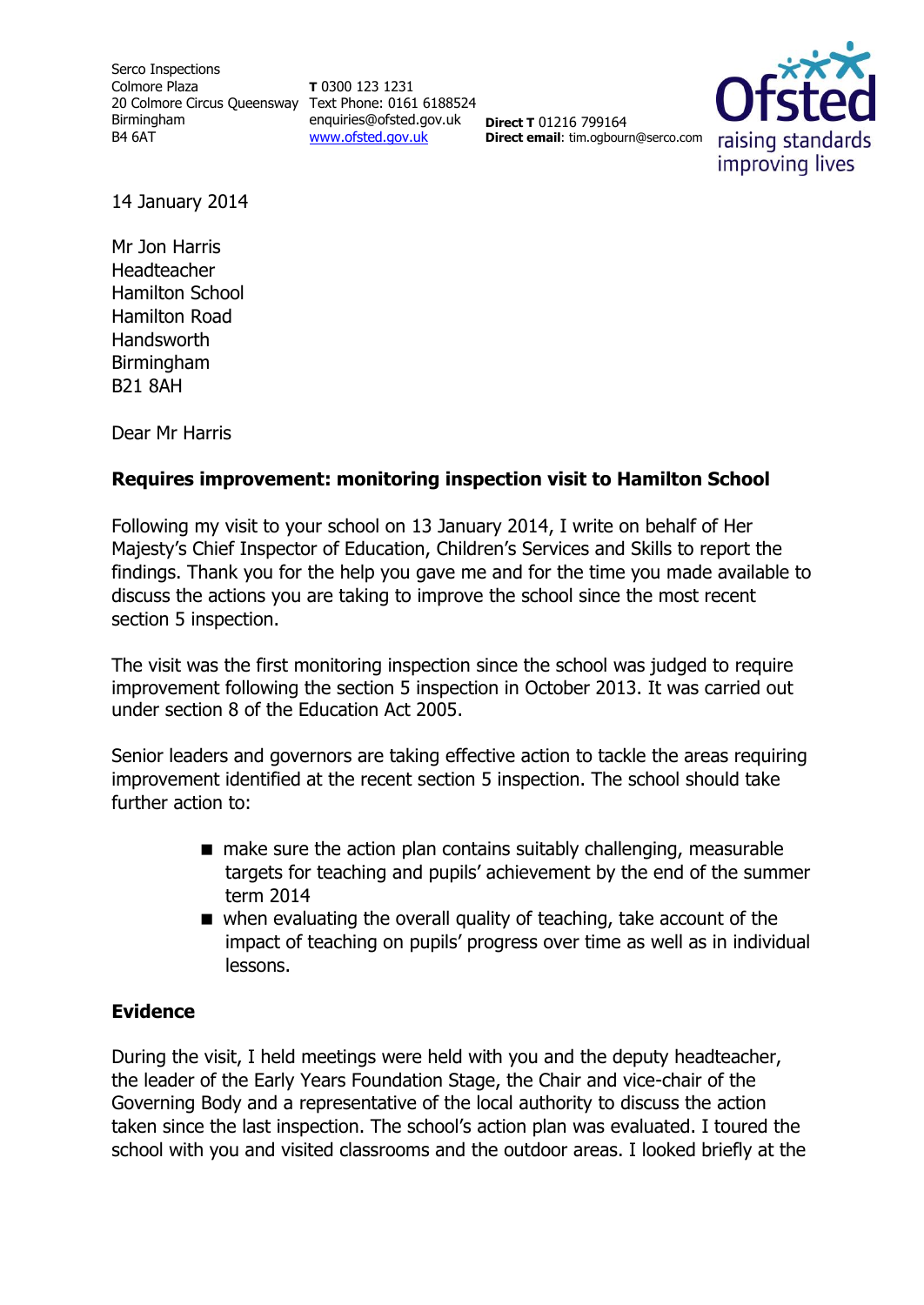Serco Inspections
Colmore Plaza
20 Colmore Circus Queensway
Birmingham
B4 6AT

**T** 0300 123 1231
Text Phone: 0161 6188524
enquiries@ofsted.gov.uk
www.ofsted.gov.uk

**Direct T** 01216 799164
**Direct email**: tim.ogbourn@serco.com

Ofsted
raising standards
improving lives

14 January 2014

Mr Jon Harris
Headteacher
Hamilton School
Hamilton Road
Handsworth
Birmingham
B21 8AH

Dear Mr Harris

**Requires improvement: monitoring inspection visit to Hamilton School**

Following my visit to your school on 13 January 2014, I write on behalf of Her Majesty's Chief Inspector of Education, Children's Services and Skills to report the findings. Thank you for the help you gave me and for the time you made available to discuss the actions you are taking to improve the school since the most recent section 5 inspection.

The visit was the first monitoring inspection since the school was judged to require improvement following the section 5 inspection in October 2013. It was carried out under section 8 of the Education Act 2005.

Senior leaders and governors are taking effective action to tackle the areas requiring improvement identified at the recent section 5 inspection. The school should take further action to:

- make sure the action plan contains suitably challenging, measurable targets for teaching and pupils' achievement by the end of the summer term 2014
- when evaluating the overall quality of teaching, take account of the impact of teaching on pupils' progress over time as well as in individual lessons.

**Evidence**

During the visit, I held meetings were held with you and the deputy headteacher, the leader of the Early Years Foundation Stage, the Chair and vice-chair of the Governing Body and a representative of the local authority to discuss the action taken since the last inspection. The school's action plan was evaluated. I toured the school with you and visited classrooms and the outdoor areas. I looked briefly at the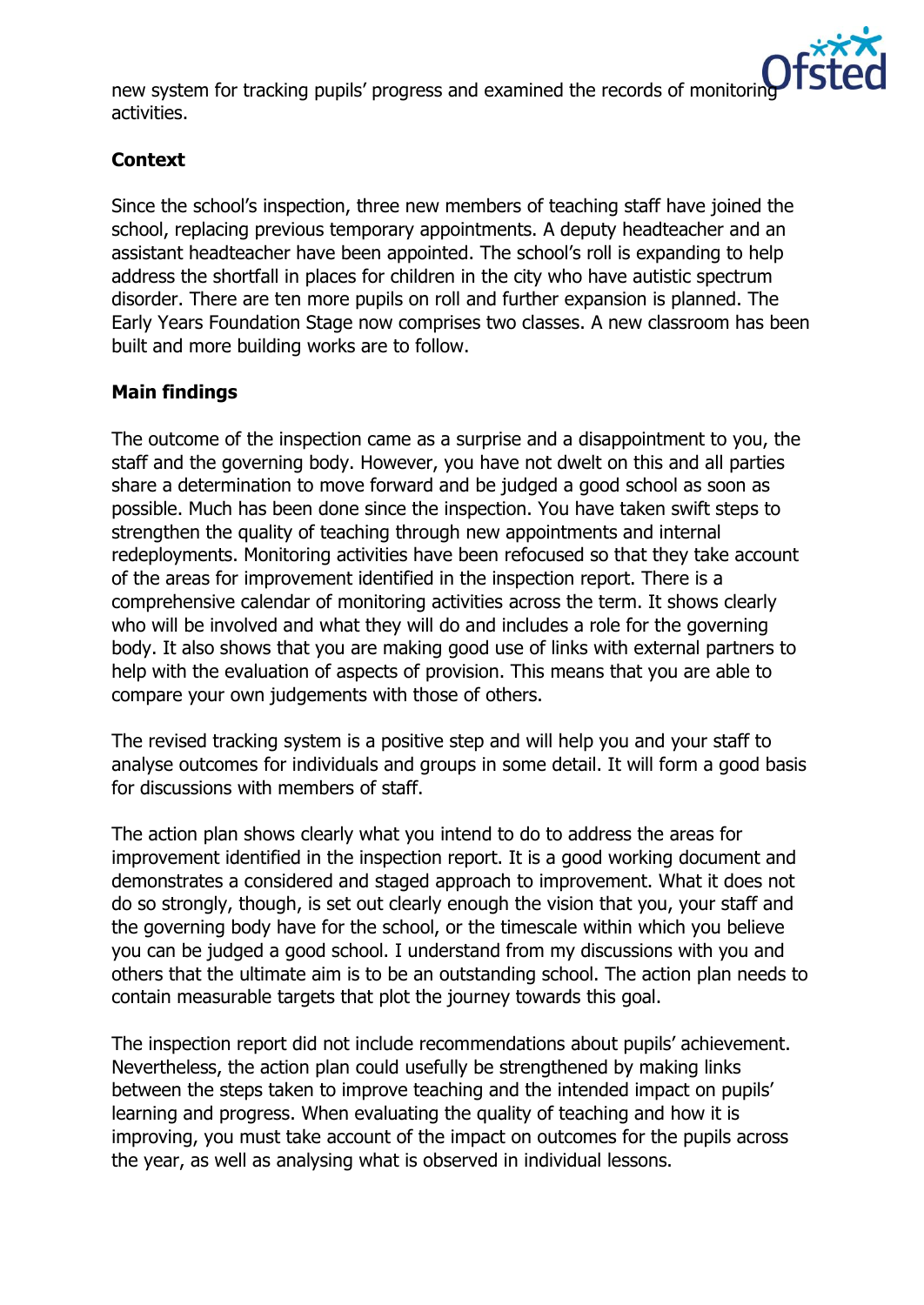new system for tracking pupils' progress and examined the records of monitoring activities.

**Context**

Since the school's inspection, three new members of teaching staff have joined the school, replacing previous temporary appointments. A deputy headteacher and an assistant headteacher have been appointed. The school's roll is expanding to help address the shortfall in places for children in the city who have autistic spectrum disorder. There are ten more pupils on roll and further expansion is planned. The Early Years Foundation Stage now comprises two classes. A new classroom has been built and more building works are to follow.

**Main findings**

The outcome of the inspection came as a surprise and a disappointment to you, the staff and the governing body. However, you have not dwelt on this and all parties share a determination to move forward and be judged a good school as soon as possible. Much has been done since the inspection. You have taken swift steps to strengthen the quality of teaching through new appointments and internal redeployments. Monitoring activities have been refocused so that they take account of the areas for improvement identified in the inspection report. There is a comprehensive calendar of monitoring activities across the term. It shows clearly who will be involved and what they will do and includes a role for the governing body. It also shows that you are making good use of links with external partners to help with the evaluation of aspects of provision. This means that you are able to compare your own judgements with those of others.

The revised tracking system is a positive step and will help you and your staff to analyse outcomes for individuals and groups in some detail. It will form a good basis for discussions with members of staff.

The action plan shows clearly what you intend to do to address the areas for improvement identified in the inspection report. It is a good working document and demonstrates a considered and staged approach to improvement. What it does not do so strongly, though, is set out clearly enough the vision that you, your staff and the governing body have for the school, or the timescale within which you believe you can be judged a good school. I understand from my discussions with you and others that the ultimate aim is to be an outstanding school. The action plan needs to contain measurable targets that plot the journey towards this goal.

The inspection report did not include recommendations about pupils' achievement. Nevertheless, the action plan could usefully be strengthened by making links between the steps taken to improve teaching and the intended impact on pupils' learning and progress. When evaluating the quality of teaching and how it is improving, you must take account of the impact on outcomes for the pupils across the year, as well as analysing what is observed in individual lessons.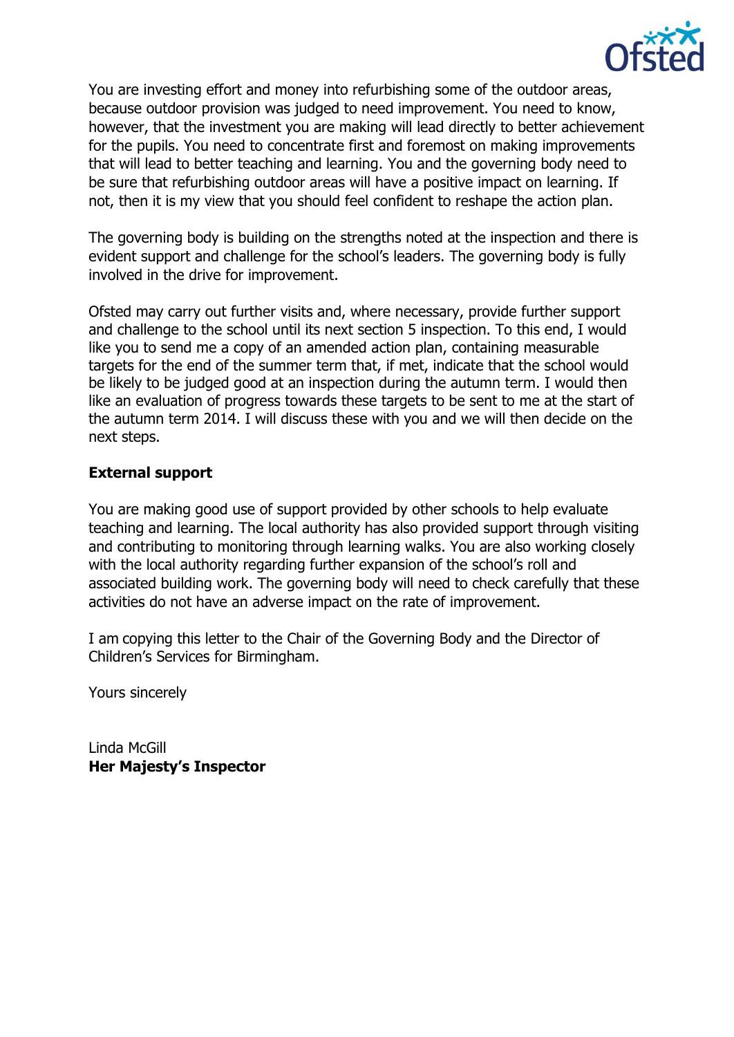You are investing effort and money into refurbishing some of the outdoor areas, because outdoor provision was judged to need improvement. You need to know, however, that the investment you are making will lead directly to better achievement for the pupils. You need to concentrate first and foremost on making improvements that will lead to better teaching and learning. You and the governing body need to be sure that refurbishing outdoor areas will have a positive impact on learning. If not, then it is my view that you should feel confident to reshape the action plan.

The governing body is building on the strengths noted at the inspection and there is evident support and challenge for the school's leaders. The governing body is fully involved in the drive for improvement.

Ofsted may carry out further visits and, where necessary, provide further support and challenge to the school until its next section 5 inspection. To this end, I would like you to send me a copy of an amended action plan, containing measurable targets for the end of the summer term that, if met, indicate that the school would be likely to be judged good at an inspection during the autumn term. I would then like an evaluation of progress towards these targets to be sent to me at the start of the autumn term 2014. I will discuss these with you and we will then decide on the next steps.

**External support**

You are making good use of support provided by other schools to help evaluate teaching and learning. The local authority has also provided support through visiting and contributing to monitoring through learning walks. You are also working closely with the local authority regarding further expansion of the school's roll and associated building work. The governing body will need to check carefully that these activities do not have an adverse impact on the rate of improvement.

I am copying this letter to the Chair of the Governing Body and the Director of Children's Services for Birmingham.

Yours sincerely

Linda McGill
**Her Majesty's Inspector**